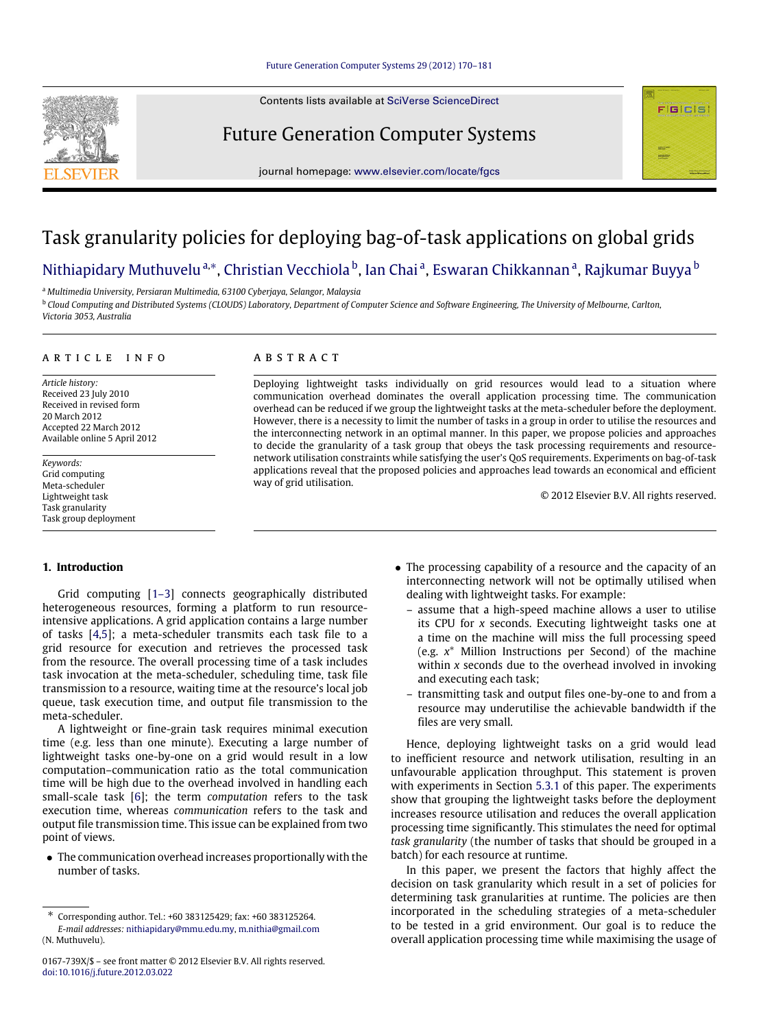# Task granularity policies for deploying bag-of-task applications on global grids

Nithiapidary Muthuvelu[a,*], Christian Vecchiola[b], Ian Chai[a], Eswaran Chikkannan[a], Rajkumar Buyya[b]

[a] Multimedia University, Persiaran Multimedia, 63100 Cyberjaya, Selangor, Malaysia

[b] Cloud Computing and Distributed Systems (CLOUDS) Laboratory, Department of Computer Science and Software Engineering, The University of Melbourne, Carlton, Victoria 3053, Australia

## ARTICLE INFO

*Article history:*
Received 23 July 2010
Received in revised form 20 March 2012
Accepted 22 March 2012
Available online 5 April 2012

*Keywords:*
Grid computing
Meta-scheduler
Lightweight task
Task granularity
Task group deployment

## ABSTRACT

Deploying lightweight tasks individually on grid resources would lead to a situation where communication overhead dominates the overall application processing time. The communication overhead can be reduced if we group the lightweight tasks at the meta-scheduler before the deployment. However, there is a necessity to limit the number of tasks in a group in order to utilise the resources and the interconnecting network in an optimal manner. In this paper, we propose policies and approaches to decide the granularity of a task group that obeys the task processing requirements and resource-network utilisation constraints while satisfying the user's QoS requirements. Experiments on bag-of-task applications reveal that the proposed policies and approaches lead towards an economical and efficient way of grid utilisation.

© 2012 Elsevier B.V. All rights reserved.

## 1. Introduction

Grid computing [1–3] connects geographically distributed heterogeneous resources, forming a platform to run resource-intensive applications. A grid application contains a large number of tasks [4,5]; a meta-scheduler transmits each task file to a grid resource for execution and retrieves the processed task from the resource. The overall processing time of a task includes task invocation at the meta-scheduler, scheduling time, task file transmission to a resource, waiting time at the resource's local job queue, task execution time, and output file transmission to the meta-scheduler.

A lightweight or fine-grain task requires minimal execution time (e.g. less than one minute). Executing a large number of lightweight tasks one-by-one on a grid would result in a low computation–communication ratio as the total communication time will be high due to the overhead involved in handling each small-scale task [6]; the term *computation* refers to the task execution time, whereas *communication* refers to the task and output file transmission time. This issue can be explained from two point of views.

- The communication overhead increases proportionally with the number of tasks.
- The processing capability of a resource and the capacity of an interconnecting network will not be optimally utilised when dealing with lightweight tasks. For example:
  - assume that a high-speed machine allows a user to utilise its CPU for $x$ seconds. Executing lightweight tasks one at a time on the machine will miss the full processing speed (e.g. $x^*$ Million Instructions per Second) of the machine within $x$ seconds due to the overhead involved in invoking and executing each task;
  - transmitting task and output files one-by-one to and from a resource may underutilise the achievable bandwidth if the files are very small.

Hence, deploying lightweight tasks on a grid would lead to inefficient resource and network utilisation, resulting in an unfavourable application throughput. This statement is proven with experiments in Section 5.3.1 of this paper. The experiments show that grouping the lightweight tasks before the deployment increases resource utilisation and reduces the overall application processing time significantly. This stimulates the need for optimal *task granularity* (the number of tasks that should be grouped in a batch) for each resource at runtime.

In this paper, we present the factors that highly affect the decision on task granularity which result in a set of policies for determining task granularities at runtime. The policies are then incorporated in the scheduling strategies of a meta-scheduler to be tested in a grid environment. Our goal is to reduce the overall application processing time while maximising the usage of

* Corresponding author. Tel.: +60 383125429; fax: +60 383125264.
*E-mail addresses:* nithiapidary@mmu.edu.my, m.nithia@gmail.com (N. Muthuvelu).

0167-739X/$ – see front matter © 2012 Elsevier B.V. All rights reserved.
doi:10.1016/j.future.2012.03.022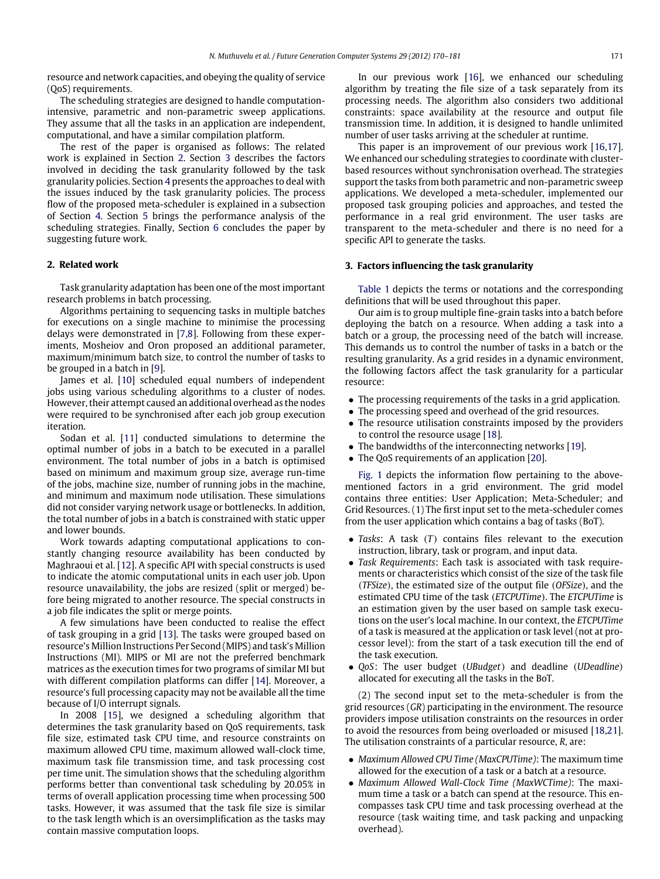resource and network capacities, and obeying the quality of service (QoS) requirements.

The scheduling strategies are designed to handle computation-intensive, parametric and non-parametric sweep applications. They assume that all the tasks in an application are independent, computational, and have a similar compilation platform.

The rest of the paper is organised as follows: The related work is explained in Section 2. Section 3 describes the factors involved in deciding the task granularity followed by the task granularity policies. Section 4 presents the approaches to deal with the issues induced by the task granularity policies. The process flow of the proposed meta-scheduler is explained in a subsection of Section 4. Section 5 brings the performance analysis of the scheduling strategies. Finally, Section 6 concludes the paper by suggesting future work.

## 2. Related work

Task granularity adaptation has been one of the most important research problems in batch processing.

Algorithms pertaining to sequencing tasks in multiple batches for executions on a single machine to minimise the processing delays were demonstrated in [7,8]. Following from these experiments, Mosheiov and Oron proposed an additional parameter, maximum/minimum batch size, to control the number of tasks to be grouped in a batch in [9].

James et al. [10] scheduled equal numbers of independent jobs using various scheduling algorithms to a cluster of nodes. However, their attempt caused an additional overhead as the nodes were required to be synchronised after each job group execution iteration.

Sodan et al. [11] conducted simulations to determine the optimal number of jobs in a batch to be executed in a parallel environment. The total number of jobs in a batch is optimised based on minimum and maximum group size, average run-time of the jobs, machine size, number of running jobs in the machine, and minimum and maximum node utilisation. These simulations did not consider varying network usage or bottlenecks. In addition, the total number of jobs in a batch is constrained with static upper and lower bounds.

Work towards adapting computational applications to constantly changing resource availability has been conducted by Maghraoui et al. [12]. A specific API with special constructs is used to indicate the atomic computational units in each user job. Upon resource unavailability, the jobs are resized (split or merged) before being migrated to another resource. The special constructs in a job file indicates the split or merge points.

A few simulations have been conducted to realise the effect of task grouping in a grid [13]. The tasks were grouped based on resource's Million Instructions Per Second (MIPS) and task's Million Instructions (MI). MIPS or MI are not the preferred benchmark matrices as the execution times for two programs of similar MI but with different compilation platforms can differ [14]. Moreover, a resource's full processing capacity may not be available all the time because of I/O interrupt signals.

In 2008 [15], we designed a scheduling algorithm that determines the task granularity based on QoS requirements, task file size, estimated task CPU time, and resource constraints on maximum allowed CPU time, maximum allowed wall-clock time, maximum task file transmission time, and task processing cost per time unit. The simulation shows that the scheduling algorithm performs better than conventional task scheduling by 20.05% in terms of overall application processing time when processing 500 tasks. However, it was assumed that the task file size is similar to the task length which is an oversimplification as the tasks may contain massive computation loops.

In our previous work [16], we enhanced our scheduling algorithm by treating the file size of a task separately from its processing needs. The algorithm also considers two additional constraints: space availability at the resource and output file transmission time. In addition, it is designed to handle unlimited number of user tasks arriving at the scheduler at runtime.

This paper is an improvement of our previous work [16,17]. We enhanced our scheduling strategies to coordinate with cluster-based resources without synchronisation overhead. The strategies support the tasks from both parametric and non-parametric sweep applications. We developed a meta-scheduler, implemented our proposed task grouping policies and approaches, and tested the performance in a real grid environment. The user tasks are transparent to the meta-scheduler and there is no need for a specific API to generate the tasks.

## 3. Factors influencing the task granularity

Table 1 depicts the terms or notations and the corresponding definitions that will be used throughout this paper.

Our aim is to group multiple fine-grain tasks into a batch before deploying the batch on a resource. When adding a task into a batch or a group, the processing need of the batch will increase. This demands us to control the number of tasks in a batch or the resulting granularity. As a grid resides in a dynamic environment, the following factors affect the task granularity for a particular resource:

- The processing requirements of the tasks in a grid application.
- The processing speed and overhead of the grid resources.
- The resource utilisation constraints imposed by the providers to control the resource usage [18].
- The bandwidths of the interconnecting networks [19].
- The QoS requirements of an application [20].

Fig. 1 depicts the information flow pertaining to the above-mentioned factors in a grid environment. The grid model contains three entities: User Application; Meta-Scheduler; and Grid Resources. (1) The first input set to the meta-scheduler comes from the user application which contains a bag of tasks (BoT).

- *Tasks*: A task ($T$) contains files relevant to the execution instruction, library, task or program, and input data.
- *Task Requirements*: Each task is associated with task requirements or characteristics which consist of the size of the task file (*TFSize*), the estimated size of the output file (*OFSize*), and the estimated CPU time of the task (*ETCPUTime*). The *ETCPUTime* is an estimation given by the user based on sample task executions on the user's local machine. In our context, the *ETCPUTime* of a task is measured at the application or task level (not at processor level): from the start of a task execution till the end of the task execution.
- *QoS*: The user budget (*UBudget*) and deadline (*UDeadline*) allocated for executing all the tasks in the BoT.

(2) The second input set to the meta-scheduler is from the grid resources ($GR$) participating in the environment. The resource providers impose utilisation constraints on the resources in order to avoid the resources from being overloaded or misused [18,21]. The utilisation constraints of a particular resource, $R$, are:

- *Maximum Allowed CPU Time (MaxCPUTime)*: The maximum time allowed for the execution of a task or a batch at a resource.
- *Maximum Allowed Wall-Clock Time (MaxWCTime)*: The maximum time a task or a batch can spend at the resource. This encompasses task CPU time and task processing overhead at the resource (task waiting time, and task packing and unpacking overhead).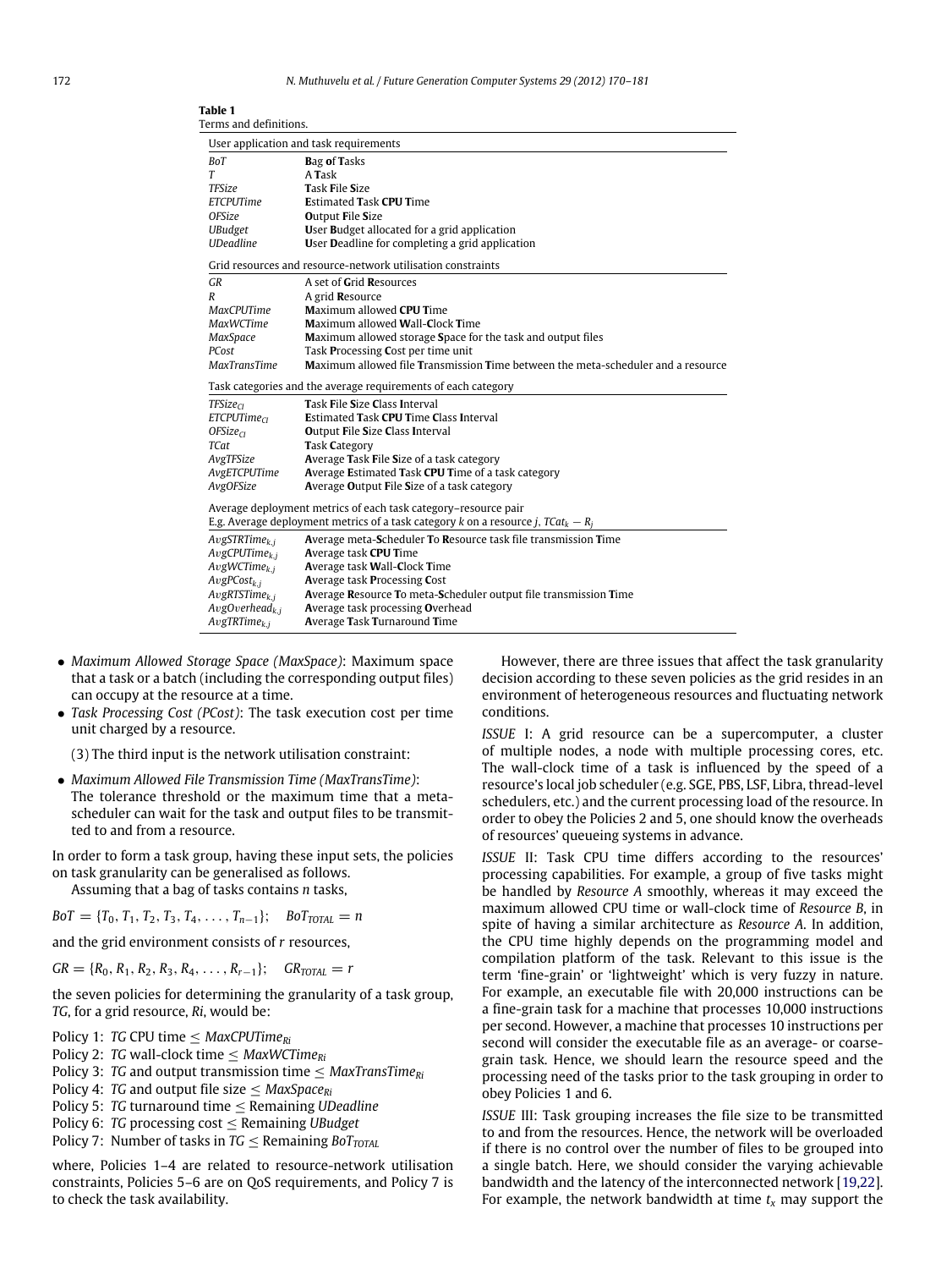**Table 1**
Terms and definitions.

| | |
|---|---|
| User application and task requirements | |
| *BoT* | **B**ag **o**f **T**asks |
| *T* | A **T**ask |
| *TFSize* | **T**ask **F**ile **Si**ze |
| *ETCPUTime* | **E**stimated **T**ask **CPU T**ime |
| *OFSize* | **O**utput **F**ile **S**ize |
| *UBudget* | **U**ser **B**udget allocated for a grid application |
| *UDeadline* | **U**ser **D**eadline for completing a grid application |
| Grid resources and resource-network utilisation constraints | |
| *GR* | A set of **G**rid **R**esources |
| *R* | A grid **R**esource |
| *MaxCPUTime* | **M**aximum allowed **CPU T**ime |
| *MaxWCTime* | **M**aximum allowed **W**all-**C**lock **T**ime |
| *MaxSpace* | **M**aximum allowed storage **S**pace for the task and output files |
| *PCost* | Task **P**rocessing **C**ost per time unit |
| *MaxTransTime* | **M**aximum allowed file **T**ransmission **T**ime between the meta-scheduler and a resource |
| Task categories and the average requirements of each category | |
| $TFSize_{CI}$ | **T**ask **F**ile **S**ize **C**lass **I**nterval |
| $ETCPUTime_{CI}$ | **E**stimated **T**ask **CPU T**ime **C**lass **I**nterval |
| $OFSize_{CI}$ | **O**utput **F**ile **S**ize **C**lass **I**nterval |
| *TCat* | **T**ask **C**ategory |
| *AvgTFSize* | **A**verage **T**ask **F**ile **S**ize of a task category |
| *AvgETCPUTime* | **A**verage **E**stimated **T**ask **CPU T**ime of a task category |
| *AvgOFSize* | **A**verage **O**utput **F**ile **S**ize of a task category |
| Average deployment metrics of each task category–resource pair<br>E.g. Average deployment metrics of a task category *k* on a resource *j*, $TCat_k - R_j$ | |
| $AvgSTRTime_{k,j}$ | **A**verage meta-**S**cheduler **T**o **R**esource task file transmission **T**ime |
| $AvgCPUTime_{k,j}$ | **A**verage task **CPU T**ime |
| $AvgWCTime_{k,j}$ | **A**verage task **W**all-**C**lock **T**ime |
| $AvgPCost_{k,j}$ | **A**verage task **P**rocessing **C**ost |
| $AvgRTSTime_{k,j}$ | **A**verage **R**esource **T**o meta-**S**cheduler output file transmission **T**ime |
| $AvgOverhead_{k,j}$ | **A**verage task processing **O**verhead |
| $AvgTRTime_{k,j}$ | **A**verage **T**ask **T**urnaround **T**ime |

- *Maximum Allowed Storage Space (MaxSpace)*: Maximum space that a task or a batch (including the corresponding output files) can occupy at the resource at a time.
- *Task Processing Cost (PCost)*: The task execution cost per time unit charged by a resource.

(3) The third input is the network utilisation constraint:

- *Maximum Allowed File Transmission Time (MaxTransTime)*: The tolerance threshold or the maximum time that a meta-scheduler can wait for the task and output files to be transmitted to and from a resource.

In order to form a task group, having these input sets, the policies on task granularity can be generalised as follows.

Assuming that a bag of tasks contains *n* tasks,

$$BoT = \{T_0, T_1, T_2, T_3, T_4, \ldots, T_{n-1}\}; \quad BoT_{TOTAL} = n$$

and the grid environment consists of *r* resources,

$$GR = \{R_0, R_1, R_2, R_3, R_4, \ldots, R_{r-1}\}; \quad GR_{TOTAL} = r$$

the seven policies for determining the granularity of a task group, *TG*, for a grid resource, *Ri*, would be:

Policy 1: *TG* CPU time $\leq MaxCPUTime_{Ri}$
Policy 2: *TG* wall-clock time $\leq MaxWCTime_{Ri}$
Policy 3: *TG* and output transmission time $\leq MaxTransTime_{Ri}$
Policy 4: *TG* and output file size $\leq MaxSpace_{Ri}$
Policy 5: *TG* turnaround time $\leq$ Remaining *UDeadline*
Policy 6: *TG* processing cost $\leq$ Remaining *UBudget*
Policy 7: Number of tasks in *TG* $\leq$ Remaining $BoT_{TOTAL}$

where, Policies 1–4 are related to resource-network utilisation constraints, Policies 5–6 are on QoS requirements, and Policy 7 is to check the task availability.

However, there are three issues that affect the task granularity decision according to these seven policies as the grid resides in an environment of heterogeneous resources and fluctuating network conditions.

*ISSUE* I: A grid resource can be a supercomputer, a cluster of multiple nodes, a node with multiple processing cores, etc. The wall-clock time of a task is influenced by the speed of a resource's local job scheduler (e.g. SGE, PBS, LSF, Libra, thread-level schedulers, etc.) and the current processing load of the resource. In order to obey the Policies 2 and 5, one should know the overheads of resources' queueing systems in advance.

*ISSUE* II: Task CPU time differs according to the resources' processing capabilities. For example, a group of five tasks might be handled by *Resource A* smoothly, whereas it may exceed the maximum allowed CPU time or wall-clock time of *Resource B*, in spite of having a similar architecture as *Resource A*. In addition, the CPU time highly depends on the programming model and compilation platform of the task. Relevant to this issue is the term 'fine-grain' or 'lightweight' which is very fuzzy in nature. For example, an executable file with 20,000 instructions can be a fine-grain task for a machine that processes 10,000 instructions per second. However, a machine that processes 10 instructions per second will consider the executable file as an average- or coarse-grain task. Hence, we should learn the resource speed and the processing need of the tasks prior to the task grouping in order to obey Policies 1 and 6.

*ISSUE* III: Task grouping increases the file size to be transmitted to and from the resources. Hence, the network will be overloaded if there is no control over the number of files to be grouped into a single batch. Here, we should consider the varying achievable bandwidth and the latency of the interconnected network [19,22]. For example, the network bandwidth at time $t_x$ may support the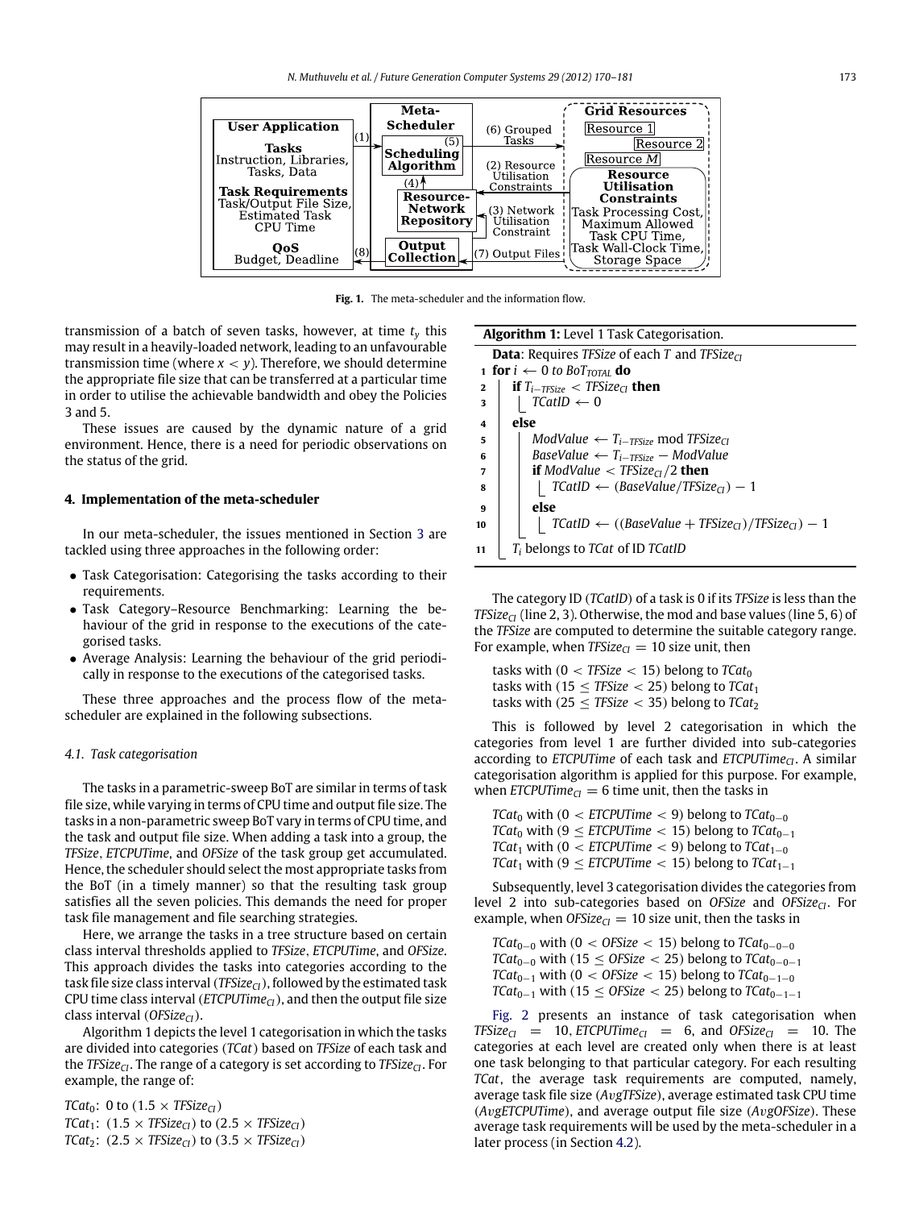Fig. 1. The meta-scheduler and the information flow.

transmission of a batch of seven tasks, however, at time $t_y$ this may result in a heavily-loaded network, leading to an unfavourable transmission time (where $x < y$). Therefore, we should determine the appropriate file size that can be transferred at a particular time in order to utilise the achievable bandwidth and obey the Policies 3 and 5.

These issues are caused by the dynamic nature of a grid environment. Hence, there is a need for periodic observations on the status of the grid.

## 4. Implementation of the meta-scheduler

In our meta-scheduler, the issues mentioned in Section 3 are tackled using three approaches in the following order:

- Task Categorisation: Categorising the tasks according to their requirements.
- Task Category–Resource Benchmarking: Learning the behaviour of the grid in response to the executions of the categorised tasks.
- Average Analysis: Learning the behaviour of the grid periodically in response to the executions of the categorised tasks.

These three approaches and the process flow of the meta-scheduler are explained in the following subsections.

### 4.1. Task categorisation

The tasks in a parametric-sweep BoT are similar in terms of task file size, while varying in terms of CPU time and output file size. The tasks in a non-parametric sweep BoT vary in terms of CPU time, and the task and output file size. When adding a task into a group, the *TFSize*, *ETCPUTime*, and *OFSize* of the task group get accumulated. Hence, the scheduler should select the most appropriate tasks from the BoT (in a timely manner) so that the resulting task group satisfies all the seven policies. This demands the need for proper task file management and file searching strategies.

Here, we arrange the tasks in a tree structure based on certain class interval thresholds applied to *TFSize*, *ETCPUTime*, and *OFSize*. This approach divides the tasks into categories according to the task file size class interval ($TFSize_{CI}$), followed by the estimated task CPU time class interval ($ETCPUTime_{CI}$), and then the output file size class interval ($OFSize_{CI}$).

Algorithm 1 depicts the level 1 categorisation in which the tasks are divided into categories (*TCat*) based on *TFSize* of each task and the $TFSize_{CI}$. The range of a category is set according to $TFSize_{CI}$. For example, the range of:

$TCat_0$: 0 to $(1.5 \times TFSize_{CI})$
$TCat_1$: $(1.5 \times TFSize_{CI})$ to $(2.5 \times TFSize_{CI})$
$TCat_2$: $(2.5 \times TFSize_{CI})$ to $(3.5 \times TFSize_{CI})$

**Algorithm 1:** Level 1 Task Categorisation.

```
Data: Requires TFSize of each T and TFSize_CI
1  for i ← 0 to BoT_TOTAL do
2      if T_{i-TFSize} < TFSize_CI then
3          TCatID ← 0
4      else
5          ModValue ← T_{i-TFSize} mod TFSize_CI
6          BaseValue ← T_{i-TFSize} − ModValue
7          if ModValue < TFSize_CI/2 then
8              TCatID ← (BaseValue/TFSize_CI) − 1
9          else
10             TCatID ← ((BaseValue + TFSize_CI)/TFSize_CI) − 1
11     T_i belongs to TCat of ID TCatID
```

The category ID (*TCatID*) of a task is 0 if its *TFSize* is less than the $TFSize_{CI}$ (line 2, 3). Otherwise, the mod and base values (line 5, 6) of the *TFSize* are computed to determine the suitable category range. For example, when $TFSize_{CI} = 10$ size unit, then

tasks with $(0 < TFSize < 15)$ belong to $TCat_0$
tasks with $(15 \le TFSize < 25)$ belong to $TCat_1$
tasks with $(25 \le TFSize < 35)$ belong to $TCat_2$

This is followed by level 2 categorisation in which the categories from level 1 are further divided into sub-categories according to *ETCPUTime* of each task and $ETCPUTime_{CI}$. A similar categorisation algorithm is applied for this purpose. For example, when $ETCPUTime_{CI} = 6$ time unit, then the tasks in

$TCat_0$ with $(0 < ETCPUTime < 9)$ belong to $TCat_{0-0}$
$TCat_0$ with $(9 \le ETCPUTime < 15)$ belong to $TCat_{0-1}$
$TCat_1$ with $(0 < ETCPUTime < 9)$ belong to $TCat_{1-0}$
$TCat_1$ with $(9 \le ETCPUTime < 15)$ belong to $TCat_{1-1}$

Subsequently, level 3 categorisation divides the categories from level 2 into sub-categories based on *OFSize* and $OFSize_{CI}$. For example, when $OFSize_{CI} = 10$ size unit, then the tasks in

$TCat_{0-0}$ with $(0 < OFSize < 15)$ belong to $TCat_{0-0-0}$
$TCat_{0-0}$ with $(15 \le OFSize < 25)$ belong to $TCat_{0-0-1}$
$TCat_{0-1}$ with $(0 < OFSize < 15)$ belong to $TCat_{0-1-0}$
$TCat_{0-1}$ with $(15 \le OFSize < 25)$ belong to $TCat_{0-1-1}$

Fig. 2 presents an instance of task categorisation when $TFSize_{CI} = 10$, $ETCPUTime_{CI} = 6$, and $OFSize_{CI} = 10$. The categories at each level are created only when there is at least one task belonging to that particular category. For each resulting *TCat*, the average task requirements are computed, namely, average task file size (*AvgTFSize*), average estimated task CPU time (*AvgETCPUTime*), and average output file size (*AvgOFSize*). These average task requirements will be used by the meta-scheduler in a later process (in Section 4.2).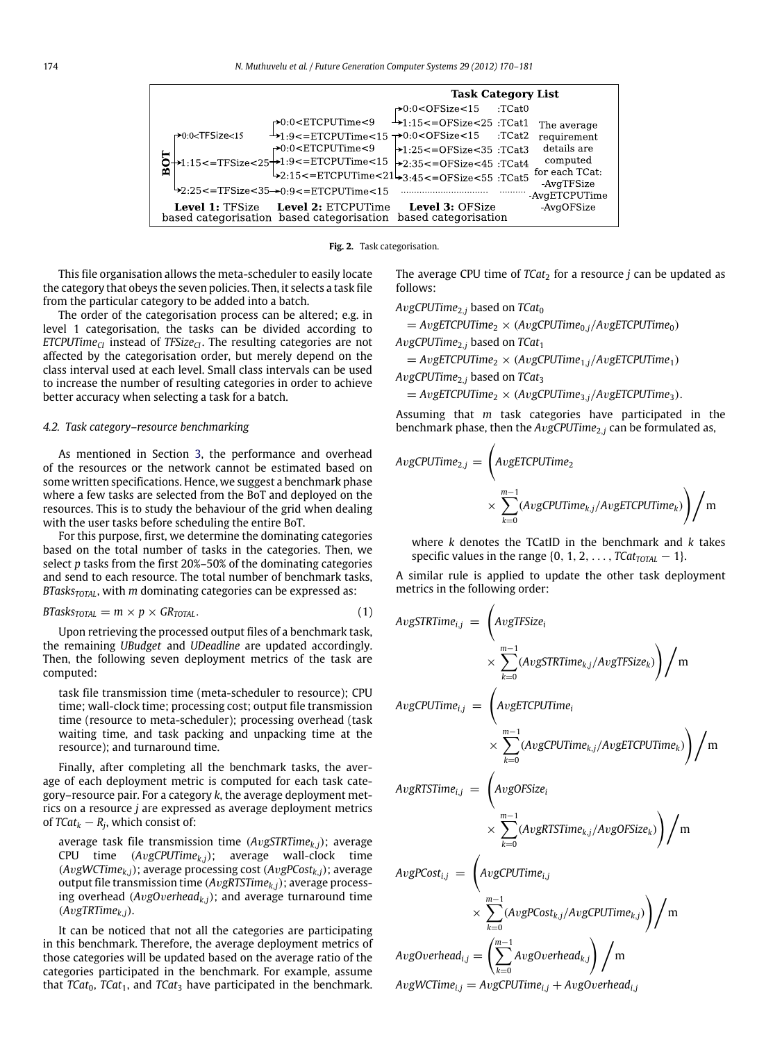Fig. 2. Task categorisation.

This file organisation allows the meta-scheduler to easily locate the category that obeys the seven policies. Then, it selects a task file from the particular category to be added into a batch.

The order of the categorisation process can be altered; e.g. in level 1 categorisation, the tasks can be divided according to $ETCPUTime_{CI}$ instead of $TFSize_{CI}$. The resulting categories are not affected by the categorisation order, but merely depend on the class interval used at each level. Small class intervals can be used to increase the number of resulting categories in order to achieve better accuracy when selecting a task for a batch.

### 4.2. Task category–resource benchmarking

As mentioned in Section 3, the performance and overhead of the resources or the network cannot be estimated based on some written specifications. Hence, we suggest a benchmark phase where a few tasks are selected from the BoT and deployed on the resources. This is to study the behaviour of the grid when dealing with the user tasks before scheduling the entire BoT.

For this purpose, first, we determine the dominating categories based on the total number of tasks in the categories. Then, we select $p$ tasks from the first 20%–50% of the dominating categories and send to each resource. The total number of benchmark tasks, $BTasks_{TOTAL}$, with $m$ dominating categories can be expressed as:

$$BTasks_{TOTAL} = m \times p \times GR_{TOTAL}. \quad (1)$$

Upon retrieving the processed output files of a benchmark task, the remaining *UBudget* and *UDeadline* are updated accordingly. Then, the following seven deployment metrics of the task are computed:

task file transmission time (meta-scheduler to resource); CPU time; wall-clock time; processing cost; output file transmission time (resource to meta-scheduler); processing overhead (task waiting time, and task packing and unpacking time at the resource); and turnaround time.

Finally, after completing all the benchmark tasks, the average of each deployment metric is computed for each task category–resource pair. For a category $k$, the average deployment metrics on a resource $j$ are expressed as average deployment metrics of $TCat_k - R_j$, which consist of:

average task file transmission time ($AvgSTRTime_{k,j}$); average CPU time ($AvgCPUTime_{k,j}$); average wall-clock time ($AvgWCTime_{k,j}$); average processing cost ($AvgPCost_{k,j}$); average output file transmission time ($AvgRTSTime_{k,j}$); average processing overhead ($AvgOverhead_{k,j}$); and average turnaround time ($AvgTRTime_{k,j}$).

It can be noticed that not all the categories are participating in this benchmark. Therefore, the average deployment metrics of those categories will be updated based on the average ratio of the categories participated in the benchmark. For example, assume that $TCat_0$, $TCat_1$, and $TCat_3$ have participated in the benchmark. The average CPU time of $TCat_2$ for a resource $j$ can be updated as follows:

$AvgCPUTime_{2,j}$ based on $TCat_0$

$= AvgETCPUTime_2 \times (AvgCPUTime_{0,j}/AvgETCPUTime_0)$

$AvgCPUTime_{2,j}$ based on $TCat_1$

$= AvgETCPUTime_2 \times (AvgCPUTime_{1,j}/AvgETCPUTime_1)$

$AvgCPUTime_{2,j}$ based on $TCat_3$

$= AvgETCPUTime_2 \times (AvgCPUTime_{3,j}/AvgETCPUTime_3)$.

Assuming that $m$ task categories have participated in the benchmark phase, then the $AvgCPUTime_{2,j}$ can be formulated as,

$$AvgCPUTime_{2,j} = \left( AvgETCPUTime_2 \times \sum_{k=0}^{m-1} (AvgCPUTime_{k,j}/AvgETCPUTime_k) \right) \bigg/ m$$

where $k$ denotes the TCatID in the benchmark and $k$ takes specific values in the range $\{0, 1, 2, \ldots, TCat_{TOTAL} - 1\}$.

A similar rule is applied to update the other task deployment metrics in the following order:

$$AvgSTRTime_{i,j} = \left( AvgTFSize_i \times \sum_{k=0}^{m-1} (AvgSTRTime_{k,j}/AvgTFSize_k) \right) \bigg/ m$$

$$AvgCPUTime_{i,j} = \left( AvgETCPUTime_i \times \sum_{k=0}^{m-1} (AvgCPUTime_{k,j}/AvgETCPUTime_k) \right) \bigg/ m$$

$$AvgRTSTime_{i,j} = \left( AvgOFSize_i \times \sum_{k=0}^{m-1} (AvgRTSTime_{k,j}/AvgOFSize_k) \right) \bigg/ m$$

$$AvgPCost_{i,j} = \left( AvgCPUTime_{i,j} \times \sum_{k=0}^{m-1} (AvgPCost_{k,j}/AvgCPUTime_{k,j}) \right) \bigg/ m$$

$$AvgOverhead_{i,j} = \left( \sum_{k=0}^{m-1} AvgOverhead_{k,j} \right) \bigg/ m$$

$$AvgWCTime_{i,j} = AvgCPUTime_{i,j} + AvgOverhead_{i,j}$$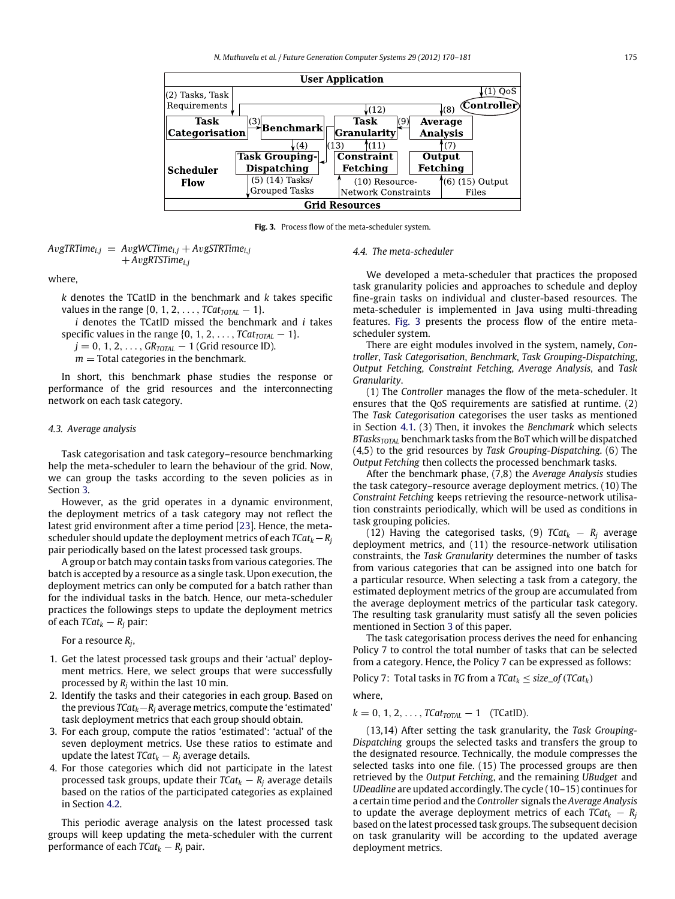Fig. 3. Process flow of the meta-scheduler system.

$$AvgTRTime_{i,j} = AvgWCTime_{i,j} + AvgSTRTime_{i,j} + AvgRTSTime_{i,j}$$

where,

$k$ denotes the TCatID in the benchmark and $k$ takes specific values in the range $\{0, 1, 2, \ldots, TCat_{TOTAL} - 1\}$.

$i$ denotes the TCatID missed the benchmark and $i$ takes specific values in the range $\{0, 1, 2, \ldots, TCat_{TOTAL} - 1\}$.

$j = 0, 1, 2, \ldots, GR_{TOTAL} - 1$ (Grid resource ID).

$m$ = Total categories in the benchmark.

In short, this benchmark phase studies the response or performance of the grid resources and the interconnecting network on each task category.

### 4.3. Average analysis

Task categorisation and task category–resource benchmarking help the meta-scheduler to learn the behaviour of the grid. Now, we can group the tasks according to the seven policies as in Section 3.

However, as the grid operates in a dynamic environment, the deployment metrics of a task category may not reflect the latest grid environment after a time period [23]. Hence, the meta-scheduler should update the deployment metrics of each $TCat_k - R_j$ pair periodically based on the latest processed task groups.

A group or batch may contain tasks from various categories. The batch is accepted by a resource as a single task. Upon execution, the deployment metrics can only be computed for a batch rather than for the individual tasks in the batch. Hence, our meta-scheduler practices the followings steps to update the deployment metrics of each $TCat_k - R_j$ pair:

For a resource $R_j$,

1. Get the latest processed task groups and their 'actual' deployment metrics. Here, we select groups that were successfully processed by $R_j$ within the last 10 min.
2. Identify the tasks and their categories in each group. Based on the previous $TCat_k - R_j$ average metrics, compute the 'estimated' task deployment metrics that each group should obtain.
3. For each group, compute the ratios 'estimated': 'actual' of the seven deployment metrics. Use these ratios to estimate and update the latest $TCat_k - R_j$ average details.
4. For those categories which did not participate in the latest processed task groups, update their $TCat_k - R_j$ average details based on the ratios of the participated categories as explained in Section 4.2.

This periodic average analysis on the latest processed task groups will keep updating the meta-scheduler with the current performance of each $TCat_k - R_j$ pair.

### 4.4. The meta-scheduler

We developed a meta-scheduler that practices the proposed task granularity policies and approaches to schedule and deploy fine-grain tasks on individual and cluster-based resources. The meta-scheduler is implemented in Java using multi-threading features. Fig. 3 presents the process flow of the entire meta-scheduler system.

There are eight modules involved in the system, namely, *Controller*, *Task Categorisation*, *Benchmark*, *Task Grouping-Dispatching*, *Output Fetching*, *Constraint Fetching*, *Average Analysis*, and *Task Granularity*.

(1) The *Controller* manages the flow of the meta-scheduler. It ensures that the QoS requirements are satisfied at runtime. (2) The *Task Categorisation* categorises the user tasks as mentioned in Section 4.1. (3) Then, it invokes the *Benchmark* which selects $BTasks_{TOTAL}$ benchmark tasks from the BoT which will be dispatched (4,5) to the grid resources by *Task Grouping-Dispatching*. (6) The *Output Fetching* then collects the processed benchmark tasks.

After the benchmark phase, (7,8) the *Average Analysis* studies the task category–resource average deployment metrics. (10) The *Constraint Fetching* keeps retrieving the resource-network utilisation constraints periodically, which will be used as conditions in task grouping policies.

(12) Having the categorised tasks, (9) $TCat_k - R_j$ average deployment metrics, and (11) the resource-network utilisation constraints, the *Task Granularity* determines the number of tasks from various categories that can be assigned into one batch for a particular resource. When selecting a task from a category, the estimated deployment metrics of the group are accumulated from the average deployment metrics of the particular task category. The resulting task granularity must satisfy all the seven policies mentioned in Section 3 of this paper.

The task categorisation process derives the need for enhancing Policy 7 to control the total number of tasks that can be selected from a category. Hence, the Policy 7 can be expressed as follows:

Policy 7: Total tasks in $TG$ from a $TCat_k \leq size\_of(TCat_k)$

where,

$k = 0, 1, 2, \ldots, TCat_{TOTAL} - 1$ (TCatID).

(13,14) After setting the task granularity, the *Task Grouping-Dispatching* groups the selected tasks and transfers the group to the designated resource. Technically, the module compresses the selected tasks into one file. (15) The processed groups are then retrieved by the *Output Fetching*, and the remaining *UBudget* and *UDeadline* are updated accordingly. The cycle (10–15) continues for a certain time period and the *Controller* signals the *Average Analysis* to update the average deployment metrics of each $TCat_k - R_j$ based on the latest processed task groups. The subsequent decision on task granularity will be according to the updated average deployment metrics.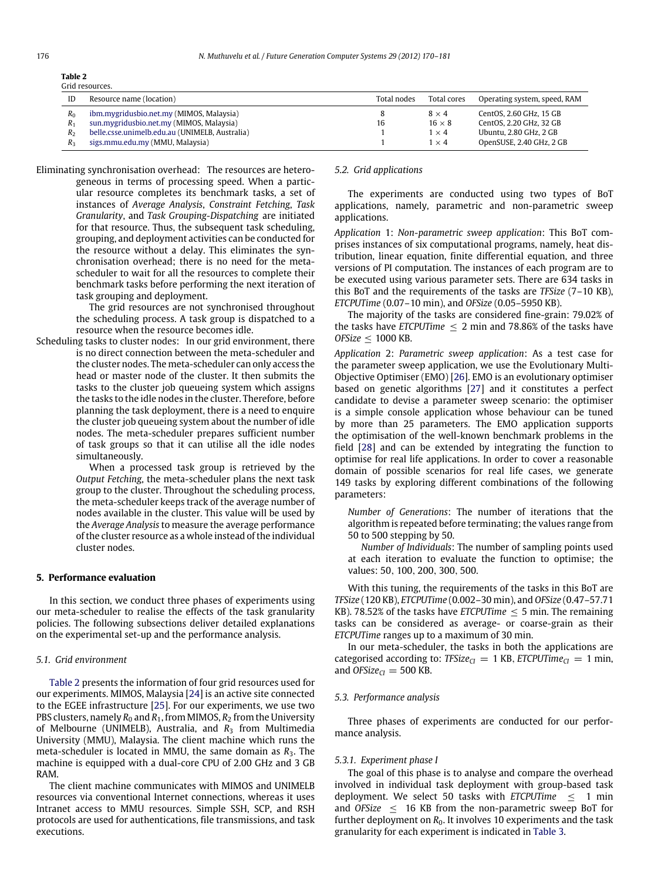**Table 2**
Grid resources.

| ID | Resource name (location) | Total nodes | Total cores | Operating system, speed, RAM |
|---|---|---|---|---|
| $R_0$ | ibm.mygridusbio.net.my (MIMOS, Malaysia) | 8 | $8 \times 4$ | CentOS, 2.60 GHz, 15 GB |
| $R_1$ | sun.mygridusbio.net.my (MIMOS, Malaysia) | 16 | $16 \times 8$ | CentOS, 2.20 GHz, 32 GB |
| $R_2$ | belle.csse.unimelb.edu.au (UNIMELB, Australia) | 1 | $1 \times 4$ | Ubuntu, 2.80 GHz, 2 GB |
| $R_3$ | sigs.mmu.edu.my (MMU, Malaysia) | 1 | $1 \times 4$ | OpenSUSE, 2.40 GHz, 2 GB |

Eliminating synchronisation overhead: The resources are heterogeneous in terms of processing speed. When a particular resource completes its benchmark tasks, a set of instances of *Average Analysis*, *Constraint Fetching*, *Task Granularity*, and *Task Grouping-Dispatching* are initiated for that resource. Thus, the subsequent task scheduling, grouping, and deployment activities can be conducted for the resource without a delay. This eliminates the synchronisation overhead; there is no need for the meta-scheduler to wait for all the resources to complete their benchmark tasks before performing the next iteration of task grouping and deployment.

The grid resources are not synchronised throughout the scheduling process. A task group is dispatched to a resource when the resource becomes idle.

Scheduling tasks to cluster nodes: In our grid environment, there is no direct connection between the meta-scheduler and the cluster nodes. The meta-scheduler can only access the head or master node of the cluster. It then submits the tasks to the cluster job queueing system which assigns the tasks to the idle nodes in the cluster. Therefore, before planning the task deployment, there is a need to enquire the cluster job queueing system about the number of idle nodes. The meta-scheduler prepares sufficient number of task groups so that it can utilise all the idle nodes simultaneously.

When a processed task group is retrieved by the *Output Fetching*, the meta-scheduler plans the next task group to the cluster. Throughout the scheduling process, the meta-scheduler keeps track of the average number of nodes available in the cluster. This value will be used by the *Average Analysis* to measure the average performance of the cluster resource as a whole instead of the individual cluster nodes.

## 5. Performance evaluation

In this section, we conduct three phases of experiments using our meta-scheduler to realise the effects of the task granularity policies. The following subsections deliver detailed explanations on the experimental set-up and the performance analysis.

### 5.1. Grid environment

Table 2 presents the information of four grid resources used for our experiments. MIMOS, Malaysia [24] is an active site connected to the EGEE infrastructure [25]. For our experiments, we use two PBS clusters, namely $R_0$ and $R_1$, from MIMOS, $R_2$ from the University of Melbourne (UNIMELB), Australia, and $R_3$ from Multimedia University (MMU), Malaysia. The client machine which runs the meta-scheduler is located in MMU, the same domain as $R_3$. The machine is equipped with a dual-core CPU of 2.00 GHz and 3 GB RAM.

The client machine communicates with MIMOS and UNIMELB resources via conventional Internet connections, whereas it uses Intranet access to MMU resources. Simple SSH, SCP, and RSH protocols are used for authentications, file transmissions, and task executions.

### 5.2. Grid applications

The experiments are conducted using two types of BoT applications, namely, parametric and non-parametric sweep applications.

*Application* 1: *Non-parametric sweep application*: This BoT comprises instances of six computational programs, namely, heat distribution, linear equation, finite differential equation, and three versions of PI computation. The instances of each program are to be executed using various parameter sets. There are 634 tasks in this BoT and the requirements of the tasks are *TFSize* (7–10 KB), *ETCPUTime* (0.07–10 min), and *OFSize* (0.05–5950 KB).

The majority of the tasks are considered fine-grain: 79.02% of the tasks have *ETCPUTime* $\leq$ 2 min and 78.86% of the tasks have *OFSize* $\leq$ 1000 KB.

*Application* 2: *Parametric sweep application*: As a test case for the parameter sweep application, we use the Evolutionary Multi-Objective Optimiser (EMO) [26]. EMO is an evolutionary optimiser based on genetic algorithms [27] and it constitutes a perfect candidate to devise a parameter sweep scenario: the optimiser is a simple console application whose behaviour can be tuned by more than 25 parameters. The EMO application supports the optimisation of the well-known benchmark problems in the field [28] and can be extended by integrating the function to optimise for real life applications. In order to cover a reasonable domain of possible scenarios for real life cases, we generate 149 tasks by exploring different combinations of the following parameters:

*Number of Generations*: The number of iterations that the algorithm is repeated before terminating; the values range from 50 to 500 stepping by 50.

*Number of Individuals*: The number of sampling points used at each iteration to evaluate the function to optimise; the values: 50, 100, 200, 300, 500.

With this tuning, the requirements of the tasks in this BoT are *TFSize* (120 KB), *ETCPUTime* (0.002–30 min), and *OFSize* (0.47–57.71 KB). 78.52% of the tasks have *ETCPUTime* $\leq$ 5 min. The remaining tasks can be considered as average- or coarse-grain as their *ETCPUTime* ranges up to a maximum of 30 min.

In our meta-scheduler, the tasks in both the applications are categorised according to: $TFSize_{CI}$ = 1 KB, $ETCPUTime_{CI}$ = 1 min, and $OFSize_{CI}$ = 500 KB.

### 5.3. Performance analysis

Three phases of experiments are conducted for our performance analysis.

#### 5.3.1. Experiment phase I

The goal of this phase is to analyse and compare the overhead involved in individual task deployment with group-based task deployment. We select 50 tasks with *ETCPUTime* $\leq$ 1 min and *OFSize* $\leq$ 16 KB from the non-parametric sweep BoT for further deployment on $R_0$. It involves 10 experiments and the task granularity for each experiment is indicated in Table 3.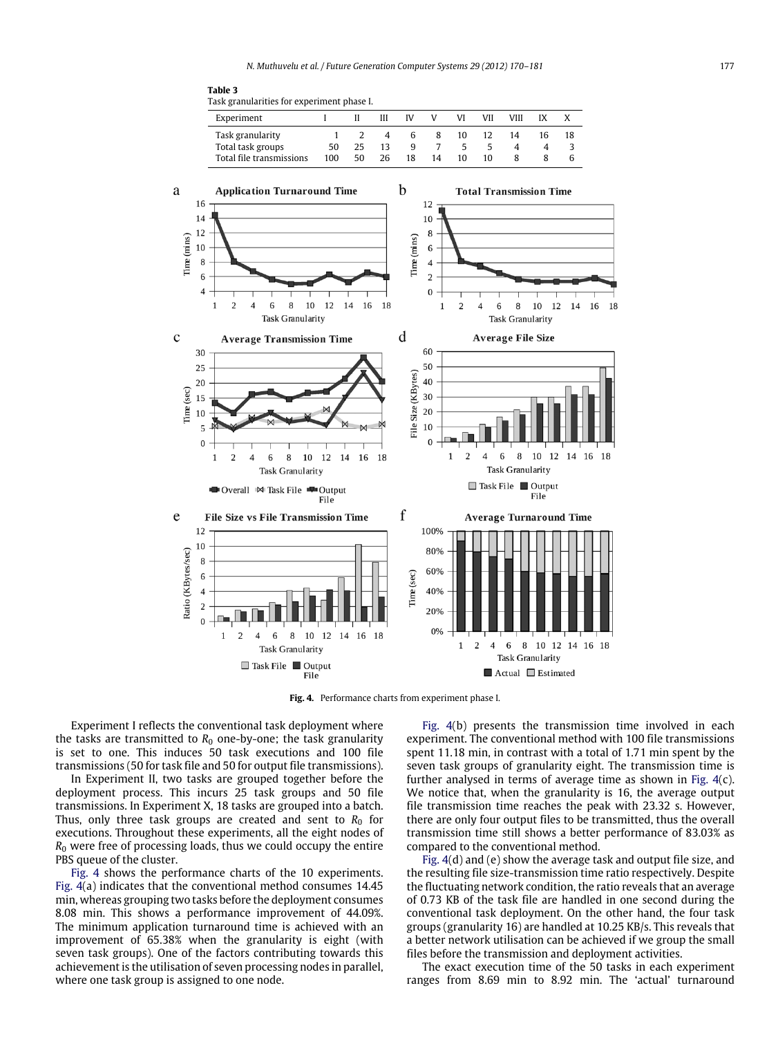**Table 3**
Task granularities for experiment phase I.

| Experiment | I | II | III | IV | V | VI | VII | VIII | IX | X |
|---|---|---|---|---|---|---|---|---|---|---|
| Task granularity | 1 | 2 | 4 | 6 | 8 | 10 | 12 | 14 | 16 | 18 |
| Total task groups | 50 | 25 | 13 | 9 | 7 | 5 | 5 | 4 | 4 | 3 |
| Total file transmissions | 100 | 50 | 26 | 18 | 14 | 10 | 10 | 8 | 8 | 6 |

**Fig. 4.** Performance charts from experiment phase I.

Experiment I reflects the conventional task deployment where the tasks are transmitted to $R_0$ one-by-one; the task granularity is set to one. This induces 50 task executions and 100 file transmissions (50 for task file and 50 for output file transmissions).

In Experiment II, two tasks are grouped together before the deployment process. This incurs 25 task groups and 50 file transmissions. In Experiment X, 18 tasks are grouped into a batch. Thus, only three task groups are created and sent to $R_0$ for executions. Throughout these experiments, all the eight nodes of $R_0$ were free of processing loads, thus we could occupy the entire PBS queue of the cluster.

Fig. 4 shows the performance charts of the 10 experiments. Fig. 4(a) indicates that the conventional method consumes 14.45 min, whereas grouping two tasks before the deployment consumes 8.08 min. This shows a performance improvement of 44.09%. The minimum application turnaround time is achieved with an improvement of 65.38% when the granularity is eight (with seven task groups). One of the factors contributing towards this achievement is the utilisation of seven processing nodes in parallel, where one task group is assigned to one node.

Fig. 4(b) presents the transmission time involved in each experiment. The conventional method with 100 file transmissions spent 11.18 min, in contrast with a total of 1.71 min spent by the seven task groups of granularity eight. The transmission time is further analysed in terms of average time as shown in Fig. 4(c). We notice that, when the granularity is 16, the average output file transmission time reaches the peak with 23.32 s. However, there are only four output files to be transmitted, thus the overall transmission time still shows a better performance of 83.03% as compared to the conventional method.

Fig. 4(d) and (e) show the average task and output file size, and the resulting file size-transmission time ratio respectively. Despite the fluctuating network condition, the ratio reveals that an average of 0.73 KB of the task file are handled in one second during the conventional task deployment. On the other hand, the four task groups (granularity 16) are handled at 10.25 KB/s. This reveals that a better network utilisation can be achieved if we group the small files before the transmission and deployment activities.

The exact execution time of the 50 tasks in each experiment ranges from 8.69 min to 8.92 min. The 'actual' turnaround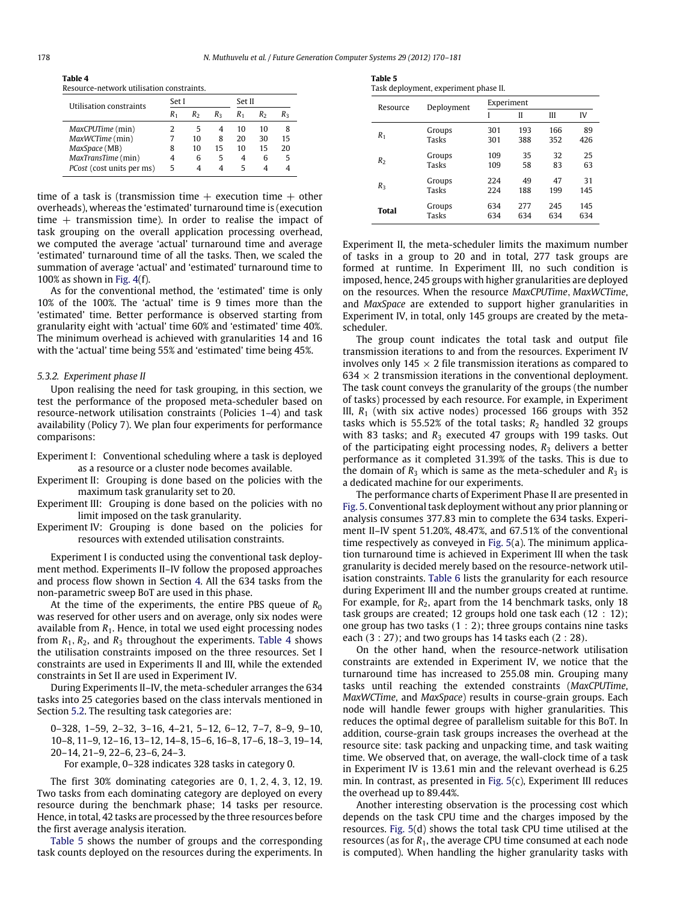**Table 4**
Resource-network utilisation constraints.

| Utilisation constraints | Set I | | | Set II | | |
|---|---|---|---|---|---|---|
| | $R_1$ | $R_2$ | $R_3$ | $R_1$ | $R_2$ | $R_3$ |
| *MaxCPUTime* (min) | 2 | 5 | 4 | 10 | 10 | 8 |
| *MaxWCTime* (min) | 7 | 10 | 8 | 20 | 30 | 15 |
| *MaxSpace* (MB) | 8 | 10 | 15 | 10 | 15 | 20 |
| *MaxTransTime* (min) | 4 | 6 | 5 | 4 | 6 | 5 |
| *PCost* (cost units per ms) | 5 | 4 | 4 | 5 | 4 | 4 |

time of a task is (transmission time + execution time + other overheads), whereas the 'estimated' turnaround time is (execution time + transmission time). In order to realise the impact of task grouping on the overall application processing overhead, we computed the average 'actual' turnaround time and average 'estimated' turnaround time of all the tasks. Then, we scaled the summation of average 'actual' and 'estimated' turnaround time to 100% as shown in Fig. 4(f).

As for the conventional method, the 'estimated' time is only 10% of the 100%. The 'actual' time is 9 times more than the 'estimated' time. Better performance is observed starting from granularity eight with 'actual' time 60% and 'estimated' time 40%. The minimum overhead is achieved with granularities 14 and 16 with the 'actual' time being 55% and 'estimated' time being 45%.

### 5.3.2. Experiment phase II

Upon realising the need for task grouping, in this section, we test the performance of the proposed meta-scheduler based on resource-network utilisation constraints (Policies 1–4) and task availability (Policy 7). We plan four experiments for performance comparisons:

- Experiment I: Conventional scheduling where a task is deployed as a resource or a cluster node becomes available.
- Experiment II: Grouping is done based on the policies with the maximum task granularity set to 20.
- Experiment III: Grouping is done based on the policies with no limit imposed on the task granularity.
- Experiment IV: Grouping is done based on the policies for resources with extended utilisation constraints.

Experiment I is conducted using the conventional task deployment method. Experiments II–IV follow the proposed approaches and process flow shown in Section 4. All the 634 tasks from the non-parametric sweep BoT are used in this phase.

At the time of the experiments, the entire PBS queue of $R_0$ was reserved for other users and on average, only six nodes were available from $R_1$. Hence, in total we used eight processing nodes from $R_1$, $R_2$, and $R_3$ throughout the experiments. Table 4 shows the utilisation constraints imposed on the three resources. Set I constraints are used in Experiments II and III, while the extended constraints in Set II are used in Experiment IV.

During Experiments II–IV, the meta-scheduler arranges the 634 tasks into 25 categories based on the class intervals mentioned in Section 5.2. The resulting task categories are:

0–328, 1–59, 2–32, 3–16, 4–21, 5–12, 6–12, 7–7, 8–9, 9–10, 10–8, 11–9, 12–16, 13–12, 14–8, 15–6, 16–8, 17–6, 18–3, 19–14, 20–14, 21–9, 22–6, 23–6, 24–3.

For example, 0–328 indicates 328 tasks in category 0.

The first 30% dominating categories are 0, 1, 2, 4, 3, 12, 19. Two tasks from each dominating category are deployed on every resource during the benchmark phase; 14 tasks per resource. Hence, in total, 42 tasks are processed by the three resources before the first average analysis iteration.

Table 5 shows the number of groups and the corresponding task counts deployed on the resources during the experiments. In Experiment II, the meta-scheduler limits the maximum number of tasks in a group to 20 and in total, 277 task groups are formed at runtime. In Experiment III, no such condition is imposed, hence, 245 groups with higher granularities are deployed on the resources. When the resource *MaxCPUTime*, *MaxWCTime*, and *MaxSpace* are extended to support higher granularities in Experiment IV, in total, only 145 groups are created by the meta-scheduler.

**Table 5**
Task deployment, experiment phase II.

| Resource | Deployment | Experiment | | | |
|---|---|---|---|---|---|
| | | I | II | III | IV |
| $R_1$ | Groups | 301 | 193 | 166 | 89 |
| | Tasks | 301 | 388 | 352 | 426 |
| $R_2$ | Groups | 109 | 35 | 32 | 25 |
| | Tasks | 109 | 58 | 83 | 63 |
| $R_3$ | Groups | 224 | 49 | 47 | 31 |
| | Tasks | 224 | 188 | 199 | 145 |
| **Total** | Groups | 634 | 277 | 245 | 145 |
| | Tasks | 634 | 634 | 634 | 634 |

The group count indicates the total task and output file transmission iterations to and from the resources. Experiment IV involves only $145 \times 2$ file transmission iterations as compared to $634 \times 2$ transmission iterations in the conventional deployment. The task count conveys the granularity of the groups (the number of tasks) processed by each resource. For example, in Experiment III, $R_1$ (with six active nodes) processed 166 groups with 352 tasks which is 55.52% of the total tasks; $R_2$ handled 32 groups with 83 tasks; and $R_3$ executed 47 groups with 199 tasks. Out of the participating eight processing nodes, $R_3$ delivers a better performance as it completed 31.39% of the tasks. This is due to the domain of $R_3$ which is same as the meta-scheduler and $R_3$ is a dedicated machine for our experiments.

The performance charts of Experiment Phase II are presented in Fig. 5. Conventional task deployment without any prior planning or analysis consumes 377.83 min to complete the 634 tasks. Experiment II–IV spent 51.20%, 48.47%, and 67.51% of the conventional time respectively as conveyed in Fig. 5(a). The minimum application turnaround time is achieved in Experiment III when the task granularity is decided merely based on the resource-network utilisation constraints. Table 6 lists the granularity for each resource during Experiment III and the number groups created at runtime. For example, for $R_2$, apart from the 14 benchmark tasks, only 18 task groups are created; 12 groups hold one task each (12 : 12); one group has two tasks (1 : 2); three groups contains nine tasks each (3 : 27); and two groups has 14 tasks each (2 : 28).

On the other hand, when the resource-network utilisation constraints are extended in Experiment IV, we notice that the turnaround time has increased to 255.08 min. Grouping many tasks until reaching the extended constraints (*MaxCPUTime*, *MaxWCTime*, and *MaxSpace*) results in course-grain groups. Each node will handle fewer groups with higher granularities. This reduces the optimal degree of parallelism suitable for this BoT. In addition, course-grain task groups increases the overhead at the resource site: task packing and unpacking time, and task waiting time. We observed that, on average, the wall-clock time of a task in Experiment IV is 13.61 min and the relevant overhead is 6.25 min. In contrast, as presented in Fig. 5(c), Experiment III reduces the overhead up to 89.44%.

Another interesting observation is the processing cost which depends on the task CPU time and the charges imposed by the resources. Fig. 5(d) shows the total task CPU time utilised at the resources (as for $R_1$, the average CPU time consumed at each node is computed). When handling the higher granularity tasks with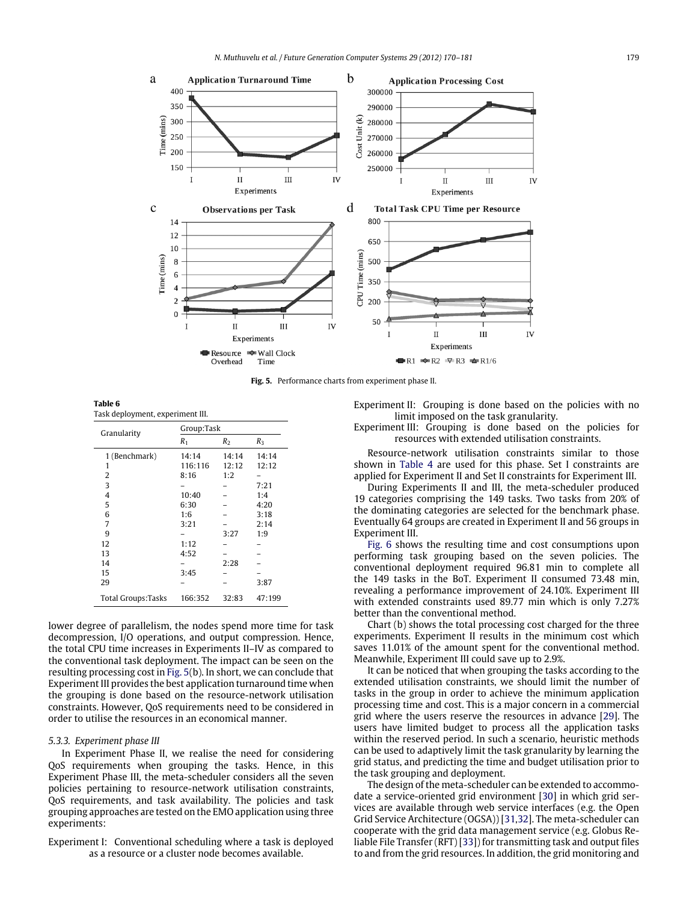**Fig. 5.** Performance charts from experiment phase II.

**Table 6**
Task deployment, experiment III.

| Granularity | Group:Task | | |
|---|---|---|---|
| | $R_1$ | $R_2$ | $R_3$ |
| 1 (Benchmark) | 14:14 | 14:14 | 14:14 |
| 1 | 116:116 | 12:12 | 12:12 |
| 2 | 8:16 | 1:2 | – |
| 3 | – | – | 7:21 |
| 4 | 10:40 | – | 1:4 |
| 5 | 6:30 | – | 4:20 |
| 6 | 1:6 | – | 3:18 |
| 7 | 3:21 | – | 2:14 |
| 9 | – | 3:27 | 1:9 |
| 12 | 1:12 | – | – |
| 13 | 4:52 | – | – |
| 14 | – | 2:28 | – |
| 15 | 3:45 | – | – |
| 29 | – | – | 3:87 |
| Total Groups:Tasks | 166:352 | 32:83 | 47:199 |

lower degree of parallelism, the nodes spend more time for task decompression, I/O operations, and output compression. Hence, the total CPU time increases in Experiments II–IV as compared to the conventional task deployment. The impact can be seen on the resulting processing cost in Fig. 5(b). In short, we can conclude that Experiment III provides the best application turnaround time when the grouping is done based on the resource-network utilisation constraints. However, QoS requirements need to be considered in order to utilise the resources in an economical manner.

### 5.3.3. Experiment phase III

In Experiment Phase II, we realise the need for considering QoS requirements when grouping the tasks. Hence, in this Experiment Phase III, the meta-scheduler considers all the seven policies pertaining to resource-network utilisation constraints, QoS requirements, and task availability. The policies and task grouping approaches are tested on the EMO application using three experiments:

Experiment I: Conventional scheduling where a task is deployed as a resource or a cluster node becomes available.

Experiment II: Grouping is done based on the policies with no limit imposed on the task granularity.

Experiment III: Grouping is done based on the policies for resources with extended utilisation constraints.

Resource-network utilisation constraints similar to those shown in Table 4 are used for this phase. Set I constraints are applied for Experiment II and Set II constraints for Experiment III.

During Experiments II and III, the meta-scheduler produced 19 categories comprising the 149 tasks. Two tasks from 20% of the dominating categories are selected for the benchmark phase. Eventually 64 groups are created in Experiment II and 56 groups in Experiment III.

Fig. 6 shows the resulting time and cost consumptions upon performing task grouping based on the seven policies. The conventional deployment required 96.81 min to complete all the 149 tasks in the BoT. Experiment II consumed 73.48 min, revealing a performance improvement of 24.10%. Experiment III with extended constraints used 89.77 min which is only 7.27% better than the conventional method.

Chart (b) shows the total processing cost charged for the three experiments. Experiment II results in the minimum cost which saves 11.01% of the amount spent for the conventional method. Meanwhile, Experiment III could save up to 2.9%.

It can be noticed that when grouping the tasks according to the extended utilisation constraints, we should limit the number of tasks in the group in order to achieve the minimum application processing time and cost. This is a major concern in a commercial grid where the users reserve the resources in advance [29]. The users have limited budget to process all the application tasks within the reserved period. In such a scenario, heuristic methods can be used to adaptively limit the task granularity by learning the grid status, and predicting the time and budget utilisation prior to the task grouping and deployment.

The design of the meta-scheduler can be extended to accommodate a service-oriented grid environment [30] in which grid services are available through web service interfaces (e.g. the Open Grid Service Architecture (OGSA)) [31,32]. The meta-scheduler can cooperate with the grid data management service (e.g. Globus Reliable File Transfer (RFT) [33]) for transmitting task and output files to and from the grid resources. In addition, the grid monitoring and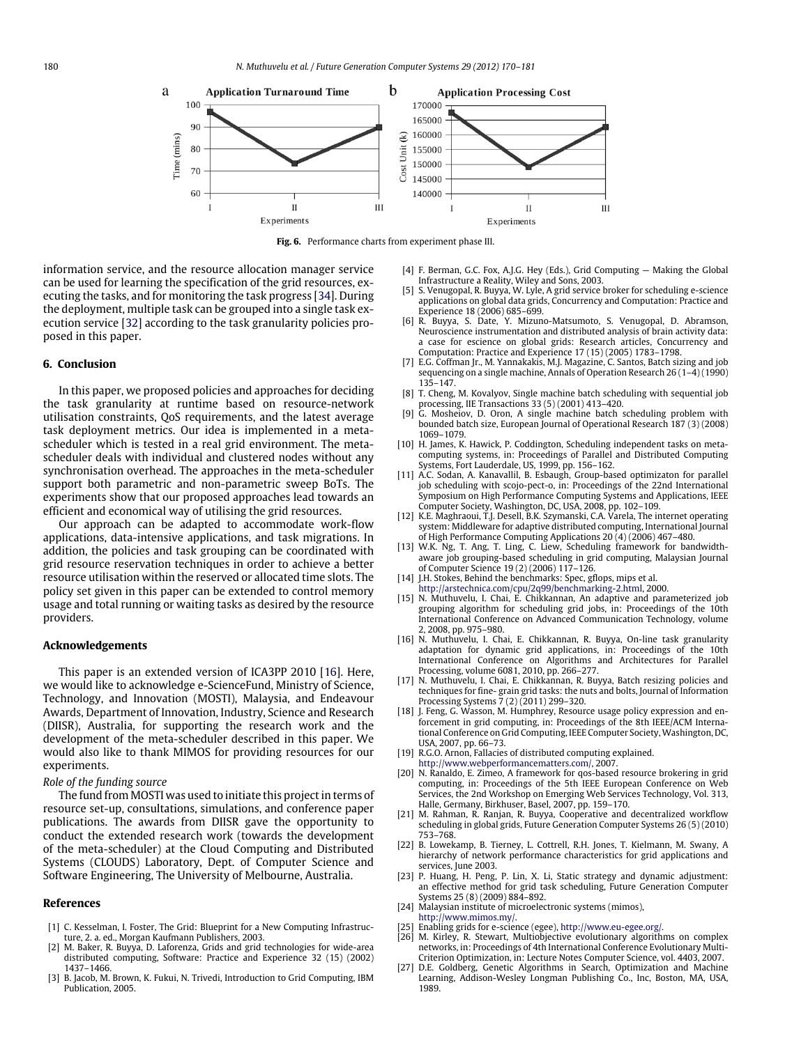Fig. 6. Performance charts from experiment phase III.

information service, and the resource allocation manager service can be used for learning the specification of the grid resources, executing the tasks, and for monitoring the task progress [34]. During the deployment, multiple task can be grouped into a single task execution service [32] according to the task granularity policies proposed in this paper.

## 6. Conclusion

In this paper, we proposed policies and approaches for deciding the task granularity at runtime based on resource-network utilisation constraints, QoS requirements, and the latest average task deployment metrics. Our idea is implemented in a meta-scheduler which is tested in a real grid environment. The meta-scheduler deals with individual and clustered nodes without any synchronisation overhead. The approaches in the meta-scheduler support both parametric and non-parametric sweep BoTs. The experiments show that our proposed approaches lead towards an efficient and economical way of utilising the grid resources.

Our approach can be adapted to accommodate work-flow applications, data-intensive applications, and task migrations. In addition, the policies and task grouping can be coordinated with grid resource reservation techniques in order to achieve a better resource utilisation within the reserved or allocated time slots. The policy set given in this paper can be extended to control memory usage and total running or waiting tasks as desired by the resource providers.

## Acknowledgements

This paper is an extended version of ICA3PP 2010 [16]. Here, we would like to acknowledge e-ScienceFund, Ministry of Science, Technology, and Innovation (MOSTI), Malaysia, and Endeavour Awards, Department of Innovation, Industry, Science and Research (DIISR), Australia, for supporting the research work and the development of the meta-scheduler described in this paper. We would also like to thank MIMOS for providing resources for our experiments.

*Role of the funding source*

The fund from MOSTI was used to initiate this project in terms of resource set-up, consultations, simulations, and conference paper publications. The awards from DIISR gave the opportunity to conduct the extended research work (towards the development of the meta-scheduler) at the Cloud Computing and Distributed Systems (CLOUDS) Laboratory, Dept. of Computer Science and Software Engineering, The University of Melbourne, Australia.

## References

[1] C. Kesselman, I. Foster, The Grid: Blueprint for a New Computing Infrastructure, 2. a. ed., Morgan Kaufmann Publishers, 2003.

[2] M. Baker, R. Buyya, D. Laforenza, Grids and grid technologies for wide-area distributed computing, Software: Practice and Experience 32 (15) (2002) 1437–1466.

[3] B. Jacob, M. Brown, K. Fukui, N. Trivedi, Introduction to Grid Computing, IBM Publication, 2005.

[4] F. Berman, G.C. Fox, A.J.G. Hey (Eds.), Grid Computing — Making the Global Infrastructure a Reality, Wiley and Sons, 2003.

[5] S. Venugopal, R. Buyya, W. Lyle, A grid service broker for scheduling e-science applications on global data grids, Concurrency and Computation: Practice and Experience 18 (2006) 685–699.

[6] R. Buyya, S. Date, Y. Mizuno-Matsumoto, S. Venugopal, D. Abramson, Neuroscience instrumentation and distributed analysis of brain activity data: a case for escience on global grids: Research articles, Concurrency and Computation: Practice and Experience 17 (15) (2005) 1783–1798.

[7] E.G. Coffman Jr., M. Yannakakis, M.J. Magazine, C. Santos, Batch sizing and job sequencing on a single machine, Annals of Operation Research 26 (1–4) (1990) 135–147.

[8] T. Cheng, M. Kovalyov, Single machine batch scheduling with sequential job processing, IIE Transactions 33 (5) (2001) 413–420.

[9] G. Mosheiov, D. Oron, A single machine batch scheduling problem with bounded batch size, European Journal of Operational Research 187 (3) (2008) 1069–1079.

[10] H. James, K. Hawick, P. Coddington, Scheduling independent tasks on meta-computing systems, in: Proceedings of Parallel and Distributed Computing Systems, Fort Lauderdale, US, 1999, pp. 156–162.

[11] A.C. Sodan, A. Kanavallil, B. Esbaugh, Group-based optimizaton for parallel job scheduling with scojo-pect-o, in: Proceedings of the 22nd International Symposium on High Performance Computing Systems and Applications, IEEE Computer Society, Washington, DC, USA, 2008, pp. 102–109.

[12] K.E. Maghraoui, T.J. Desell, B.K. Szymanski, C.A. Varela, The internet operating system: Middleware for adaptive distributed computing, International Journal of High Performance Computing Applications 20 (4) (2006) 467–480.

[13] W.K. Ng, T. Ang, T. Ling, C. Liew, Scheduling framework for bandwidth-aware job grouping-based scheduling in grid computing, Malaysian Journal of Computer Science 19 (2) (2006) 117–126.

[14] J.H. Stokes, Behind the benchmarks: Spec, gflops, mips et al. http://arstechnica.com/cpu/2q99/benchmarking-2.html, 2000.

[15] N. Muthuvelu, I. Chai, E. Chikkannan, An adaptive and parameterized job grouping algorithm for scheduling grid jobs, in: Proceedings of the 10th International Conference on Advanced Communication Technology, volume 2, 2008, pp. 975–980.

[16] N. Muthuvelu, I. Chai, E. Chikkannan, R. Buyya, On-line task granularity adaptation for dynamic grid applications, in: Proceedings of the 10th International Conference on Algorithms and Architectures for Parallel Processing, volume 6081, 2010, pp. 266–277.

[17] N. Muthuvelu, I. Chai, E. Chikkannan, R. Buyya, Batch resizing policies and techniques for fine- grain grid tasks: the nuts and bolts, Journal of Information Processing Systems 7 (2) (2011) 299–320.

[18] J. Feng, G. Wasson, M. Humphrey, Resource usage policy expression and enforcement in grid computing, in: Proceedings of the 8th IEEE/ACM International Conference on Grid Computing, IEEE Computer Society, Washington, DC, USA, 2007, pp. 66–73.

[19] R.G.O. Arnon, Fallacies of distributed computing explained. http://www.webperformancematters.com/, 2007.

[20] N. Ranaldo, E. Zimeo, A framework for qos-based resource brokering in grid computing, in: Proceedings of the 5th IEEE European Conference on Web Services, the 2nd Workshop on Emerging Web Services Technology, Vol. 313, Halle, Germany, Birkhuser, Basel, 2007, pp. 159–170.

[21] M. Rahman, R. Ranjan, R. Buyya, Cooperative and decentralized workflow scheduling in global grids, Future Generation Computer Systems 26 (5) (2010) 753–768.

[22] B. Lowekamp, B. Tierney, L. Cottrell, R.H. Jones, T. Kielmann, M. Swany, A hierarchy of network performance characteristics for grid applications and services, June 2003.

[23] P. Huang, H. Peng, P. Lin, X. Li, Static strategy and dynamic adjustment: an effective method for grid task scheduling, Future Generation Computer Systems 25 (8) (2009) 884–892.

[24] Malaysian institute of microelectronic systems (mimos), http://www.mimos.my/.

[25] Enabling grids for e-science (egee), http://www.eu-egee.org/.

[26] M. Kirley, R. Stewart, Multiobjective evolutionary algorithms on complex networks, in: Proceedings of 4th International Conference Evolutionary Multi-Criterion Optimization, in: Lecture Notes Computer Science, vol. 4403, 2007.

[27] D.E. Goldberg, Genetic Algorithms in Search, Optimization and Machine Learning, Addison-Wesley Longman Publishing Co., Inc, Boston, MA, USA, 1989.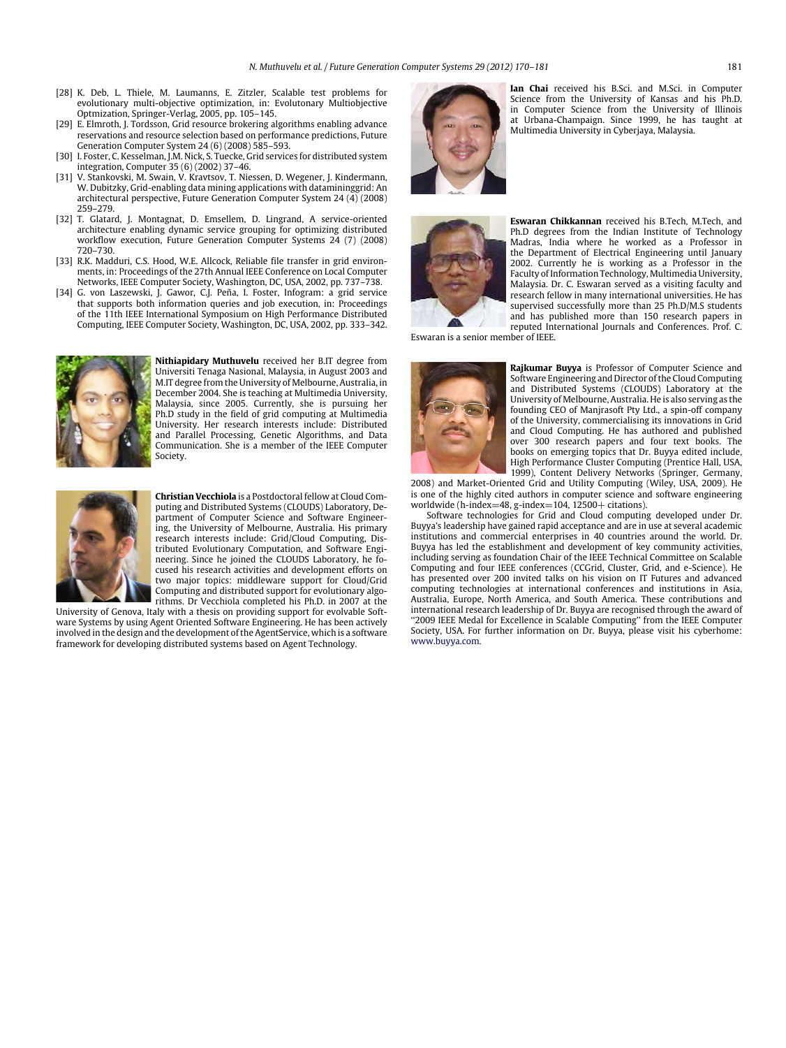[28] K. Deb, L. Thiele, M. Laumanns, E. Zitzler, Scalable test problems for evolutionary multi-objective optimization, in: Evolutonary Multiobjective Optmization, Springer-Verlag, 2005, pp. 105–145.

[29] E. Elmroth, J. Tordsson, Grid resource brokering algorithms enabling advance reservations and resource selection based on performance predictions, Future Generation Computer System 24 (6) (2008) 585–593.

[30] I. Foster, C. Kesselman, J.M. Nick, S. Tuecke, Grid services for distributed system integration, Computer 35 (6) (2002) 37–46.

[31] V. Stankovski, M. Swain, V. Kravtsov, T. Niessen, D. Wegener, J. Kindermann, W. Dubitzky, Grid-enabling data mining applications with datamininggrid: An architectural perspective, Future Generation Computer System 24 (4) (2008) 259–279.

[32] T. Glatard, J. Montagnat, D. Emsellem, D. Lingrand, A service-oriented architecture enabling dynamic service grouping for optimizing distributed workflow execution, Future Generation Computer Systems 24 (7) (2008) 720–730.

[33] R.K. Madduri, C.S. Hood, W.E. Allcock, Reliable file transfer in grid environments, in: Proceedings of the 27th Annual IEEE Conference on Local Computer Networks, IEEE Computer Society, Washington, DC, USA, 2002, pp. 737–738.

[34] G. von Laszewski, J. Gawor, C.J. Peña, I. Foster, Infogram: a grid service that supports both information queries and job execution, in: Proceedings of the 11th IEEE International Symposium on High Performance Distributed Computing, IEEE Computer Society, Washington, DC, USA, 2002, pp. 333–342.

**Nithiapidary Muthuvelu** received her B.IT degree from Universiti Tenaga Nasional, Malaysia, in August 2003 and M.IT degree from the University of Melbourne, Australia, in December 2004. She is teaching at Multimedia University, Malaysia, since 2005. Currently, she is pursuing her Ph.D study in the field of grid computing at Multimedia University. Her research interests include: Distributed and Parallel Processing, Genetic Algorithms, and Data Communication. She is a member of the IEEE Computer Society.

**Christian Vecchiola** is a Postdoctoral fellow at Cloud Computing and Distributed Systems (CLOUDS) Laboratory, Department of Computer Science and Software Engineering, the University of Melbourne, Australia. His primary research interests include: Grid/Cloud Computing, Distributed Evolutionary Computation, and Software Engineering. Since he joined the CLOUDS Laboratory, he focused his research activities and development efforts on two major topics: middleware support for Cloud/Grid Computing and distributed support for evolutionary algorithms. Dr Vecchiola completed his Ph.D. in 2007 at the University of Genova, Italy with a thesis on providing support for evolvable Software Systems by using Agent Oriented Software Engineering. He has been actively involved in the design and the development of the AgentService, which is a software framework for developing distributed systems based on Agent Technology.

**Ian Chai** received his B.Sci. and M.Sci. in Computer Science from the University of Kansas and his Ph.D. in Computer Science from the University of Illinois at Urbana-Champaign. Since 1999, he has taught at Multimedia University in Cyberjaya, Malaysia.

**Eswaran Chikkannan** received his B.Tech, M.Tech, and Ph.D degrees from the Indian Institute of Technology Madras, India where he worked as a Professor in the Department of Electrical Engineering until January 2002. Currently he is working as a Professor in the Faculty of Information Technology, Multimedia University, Malaysia. Dr. C. Eswaran served as a visiting faculty and research fellow in many international universities. He has supervised successfully more than 25 Ph.D/M.S students and has published more than 150 research papers in reputed International Journals and Conferences. Prof. C. Eswaran is a senior member of IEEE.

**Rajkumar Buyya** is Professor of Computer Science and Software Engineering and Director of the Cloud Computing and Distributed Systems (CLOUDS) Laboratory at the University of Melbourne, Australia. He is also serving as the founding CEO of Manjrasoft Pty Ltd., a spin-off company of the University, commercialising its innovations in Grid and Cloud Computing. He has authored and published over 300 research papers and four text books. The books on emerging topics that Dr. Buyya edited include, High Performance Cluster Computing (Prentice Hall, USA, 1999), Content Delivery Networks (Springer, Germany, 2008) and Market-Oriented Grid and Utility Computing (Wiley, USA, 2009). He is one of the highly cited authors in computer science and software engineering worldwide (h-index=48, g-index=104, 12500+ citations).

Software technologies for Grid and Cloud computing developed under Dr. Buyya's leadership have gained rapid acceptance and are in use at several academic institutions and commercial enterprises in 40 countries around the world. Dr. Buyya has led the establishment and development of key community activities, including serving as foundation Chair of the IEEE Technical Committee on Scalable Computing and four IEEE conferences (CCGrid, Cluster, Grid, and e-Science). He has presented over 200 invited talks on his vision on IT Futures and advanced computing technologies at international conferences and institutions in Asia, Australia, Europe, North America, and South America. These contributions and international research leadership of Dr. Buyya are recognised through the award of "2009 IEEE Medal for Excellence in Scalable Computing" from the IEEE Computer Society, USA. For further information on Dr. Buyya, please visit his cyberhome: www.buyya.com.